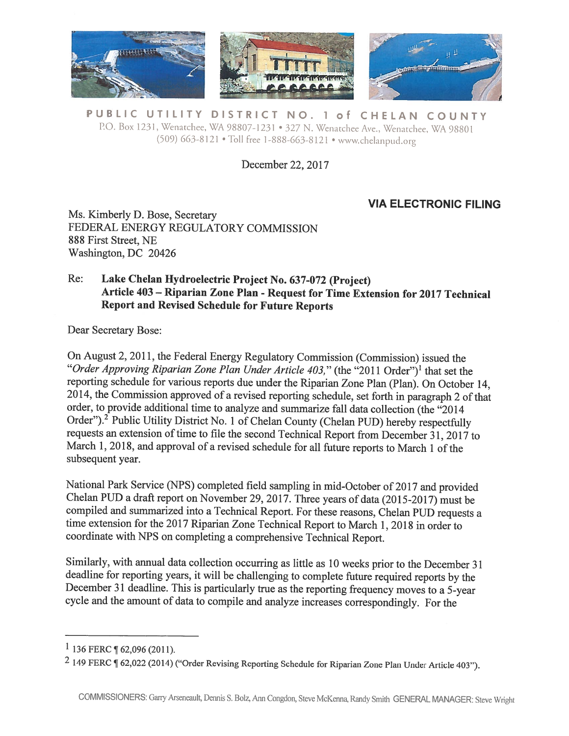PUBLIC UTILITY DISTRICT NO. 1 of CHELAN COUNTY
P.O. Box 1231, Wenatchee, WA 98807-1231 • 327 N. Wenatchee Ave., Wenatchee, WA 98801
(509) 663-8121 • Toll free 1-888-663-8121 • www.chelanpud.org

December 22, 2017

**VIA ELECTRONIC FILING**

Ms. Kimberly D. Bose, Secretary
FEDERAL ENERGY REGULATORY COMMISSION
888 First Street, NE
Washington, DC 20426

Re: **Lake Chelan Hydroelectric Project No. 637-072 (Project)**
**Article 403 – Riparian Zone Plan - Request for Time Extension for 2017 Technical Report and Revised Schedule for Future Reports**

Dear Secretary Bose:

On August 2, 2011, the Federal Energy Regulatory Commission (Commission) issued the "*Order Approving Riparian Zone Plan Under Article 403,*" (the "2011 Order")[1] that set the reporting schedule for various reports due under the Riparian Zone Plan (Plan). On October 14, 2014, the Commission approved of a revised reporting schedule, set forth in paragraph 2 of that order, to provide additional time to analyze and summarize fall data collection (the "2014 Order").[2] Public Utility District No. 1 of Chelan County (Chelan PUD) hereby respectfully requests an extension of time to file the second Technical Report from December 31, 2017 to March 1, 2018, and approval of a revised schedule for all future reports to March 1 of the subsequent year.

National Park Service (NPS) completed field sampling in mid-October of 2017 and provided Chelan PUD a draft report on November 29, 2017. Three years of data (2015-2017) must be compiled and summarized into a Technical Report. For these reasons, Chelan PUD requests a time extension for the 2017 Riparian Zone Technical Report to March 1, 2018 in order to coordinate with NPS on completing a comprehensive Technical Report.

Similarly, with annual data collection occurring as little as 10 weeks prior to the December 31 deadline for reporting years, it will be challenging to complete future required reports by the December 31 deadline. This is particularly true as the reporting frequency moves to a 5-year cycle and the amount of data to compile and analyze increases correspondingly. For the

---

[1] 136 FERC ¶ 62,096 (2011).

[2] 149 FERC ¶ 62,022 (2014) ("Order Revising Reporting Schedule for Riparian Zone Plan Under Article 403").

COMMISSIONERS: Garry Arseneault, Dennis S. Bolz, Ann Congdon, Steve McKenna, Randy Smith GENERAL MANAGER: Steve Wright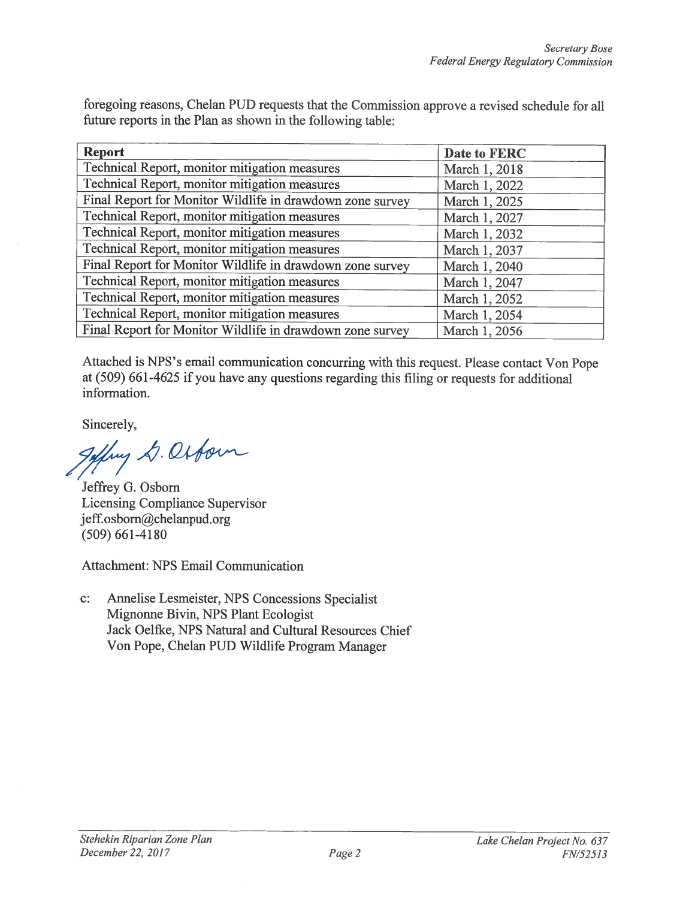foregoing reasons, Chelan PUD requests that the Commission approve a revised schedule for all future reports in the Plan as shown in the following table:

| Report | Date to FERC |
|---|---|
| Technical Report, monitor mitigation measures | March 1, 2018 |
| Technical Report, monitor mitigation measures | March 1, 2022 |
| Final Report for Monitor Wildlife in drawdown zone survey | March 1, 2025 |
| Technical Report, monitor mitigation measures | March 1, 2027 |
| Technical Report, monitor mitigation measures | March 1, 2032 |
| Technical Report, monitor mitigation measures | March 1, 2037 |
| Final Report for Monitor Wildlife in drawdown zone survey | March 1, 2040 |
| Technical Report, monitor mitigation measures | March 1, 2047 |
| Technical Report, monitor mitigation measures | March 1, 2052 |
| Technical Report, monitor mitigation measures | March 1, 2054 |
| Final Report for Monitor Wildlife in drawdown zone survey | March 1, 2056 |

Attached is NPS's email communication concurring with this request. Please contact Von Pope at (509) 661-4625 if you have any questions regarding this filing or requests for additional information.

Sincerely,

Jeffrey G. Osborn
Licensing Compliance Supervisor
jeff.osborn@chelanpud.org
(509) 661-4180

Attachment: NPS Email Communication

c: Annelise Lesmeister, NPS Concessions Specialist
Mignonne Bivin, NPS Plant Ecologist
Jack Oelfke, NPS Natural and Cultural Resources Chief
Von Pope, Chelan PUD Wildlife Program Manager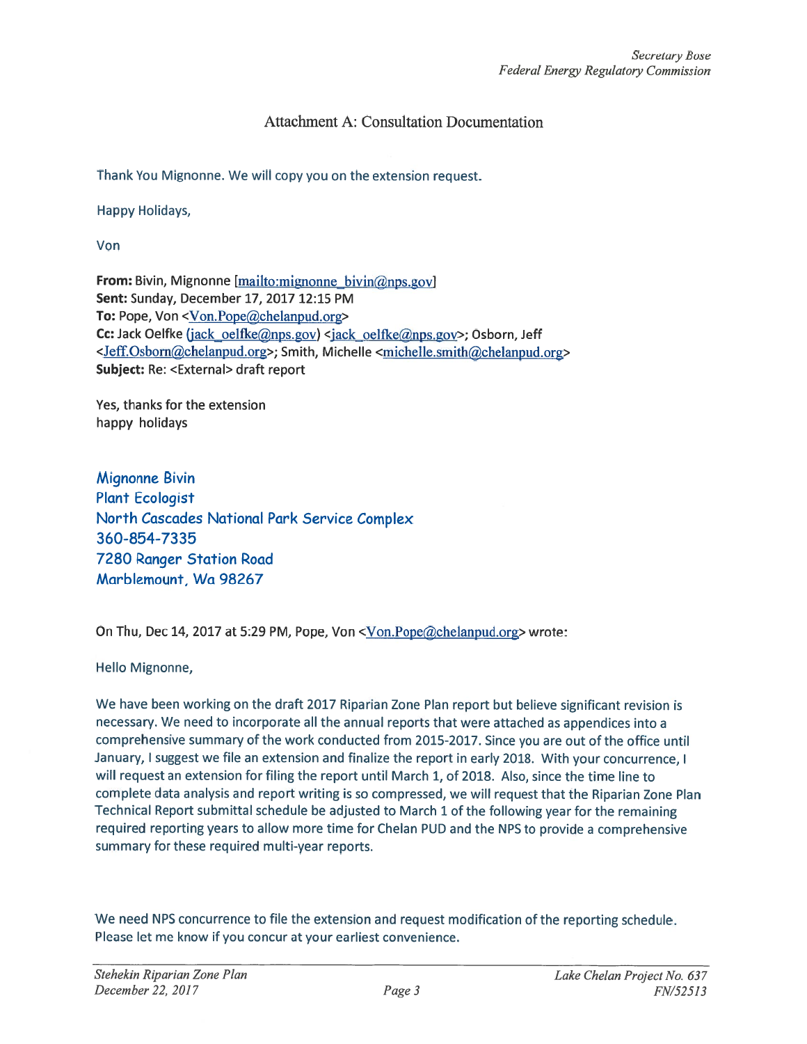## Attachment A: Consultation Documentation

Thank You Mignonne. We will copy you on the extension request.

Happy Holidays,

Von

**From:** Bivin, Mignonne [mailto:mignonne_bivin@nps.gov]
**Sent:** Sunday, December 17, 2017 12:15 PM
**To:** Pope, Von <Von.Pope@chelanpud.org>
**Cc:** Jack Oelfke (jack_oelfke@nps.gov) <jack_oelfke@nps.gov>; Osborn, Jeff <Jeff.Osborn@chelanpud.org>; Smith, Michelle <michelle.smith@chelanpud.org>
**Subject:** Re: <External> draft report

Yes, thanks for the extension
happy holidays

Mignonne Bivin
Plant Ecologist
North Cascades National Park Service Complex
360-854-7335
7280 Ranger Station Road
Marblemount, Wa 98267

On Thu, Dec 14, 2017 at 5:29 PM, Pope, Von <Von.Pope@chelanpud.org> wrote:

Hello Mignonne,

We have been working on the draft 2017 Riparian Zone Plan report but believe significant revision is necessary. We need to incorporate all the annual reports that were attached as appendices into a comprehensive summary of the work conducted from 2015-2017. Since you are out of the office until January, I suggest we file an extension and finalize the report in early 2018. With your concurrence, I will request an extension for filing the report until March 1, of 2018. Also, since the time line to complete data analysis and report writing is so compressed, we will request that the Riparian Zone Plan Technical Report submittal schedule be adjusted to March 1 of the following year for the remaining required reporting years to allow more time for Chelan PUD and the NPS to provide a comprehensive summary for these required multi-year reports.

We need NPS concurrence to file the extension and request modification of the reporting schedule. Please let me know if you concur at your earliest convenience.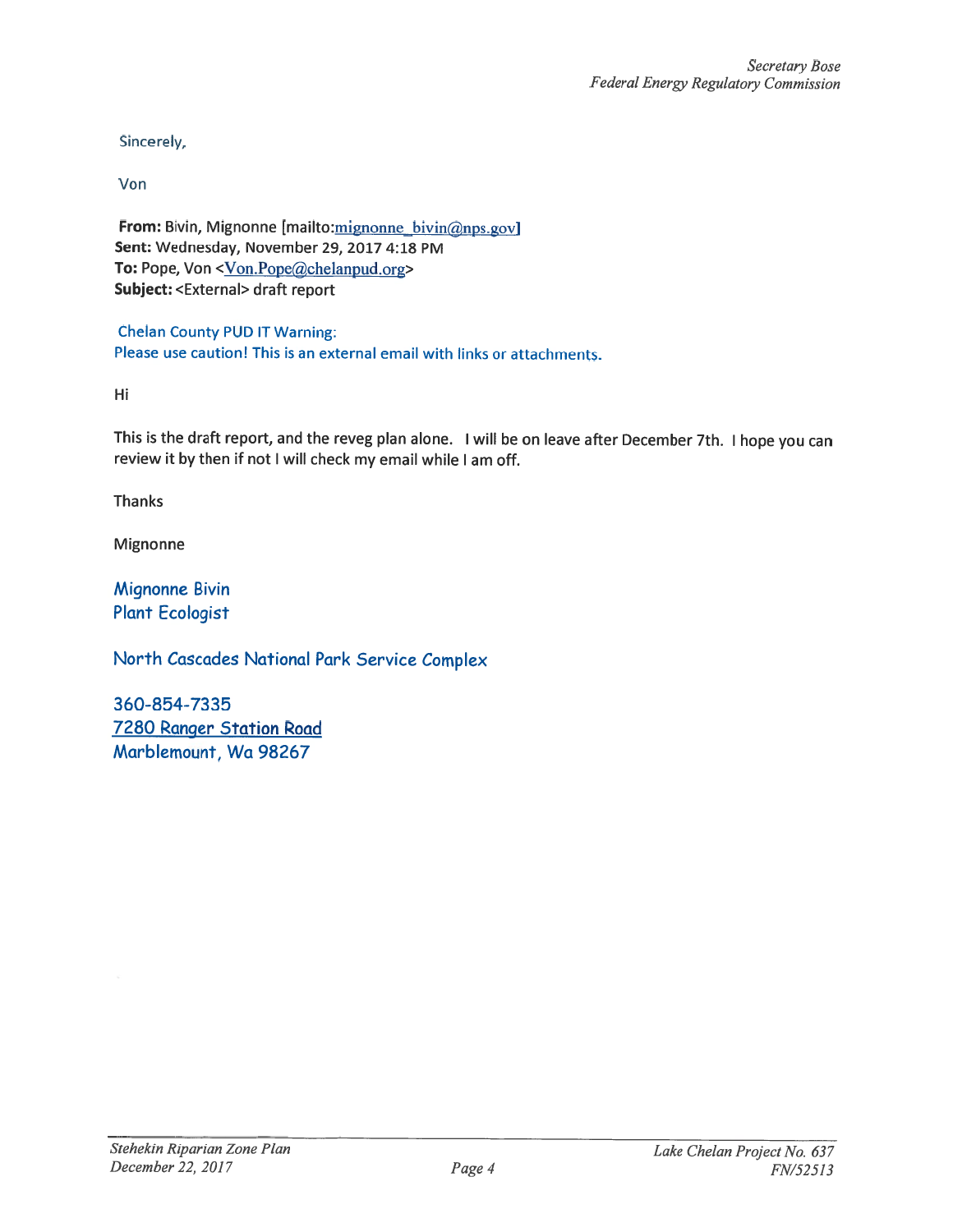Sincerely,

Von

**From:** Bivin, Mignonne [mailto:mignonne_bivin@nps.gov]
**Sent:** Wednesday, November 29, 2017 4:18 PM
**To:** Pope, Von <Von.Pope@chelanpud.org>
**Subject:** <External> draft report

Chelan County PUD IT Warning:
Please use caution! This is an external email with links or attachments.

Hi

This is the draft report, and the reveg plan alone. I will be on leave after December 7th. I hope you can review it by then if not I will check my email while I am off.

Thanks

Mignonne

Mignonne Bivin
Plant Ecologist

North Cascades National Park Service Complex

360-854-7335
7280 Ranger Station Road
Marblemount, Wa 98267